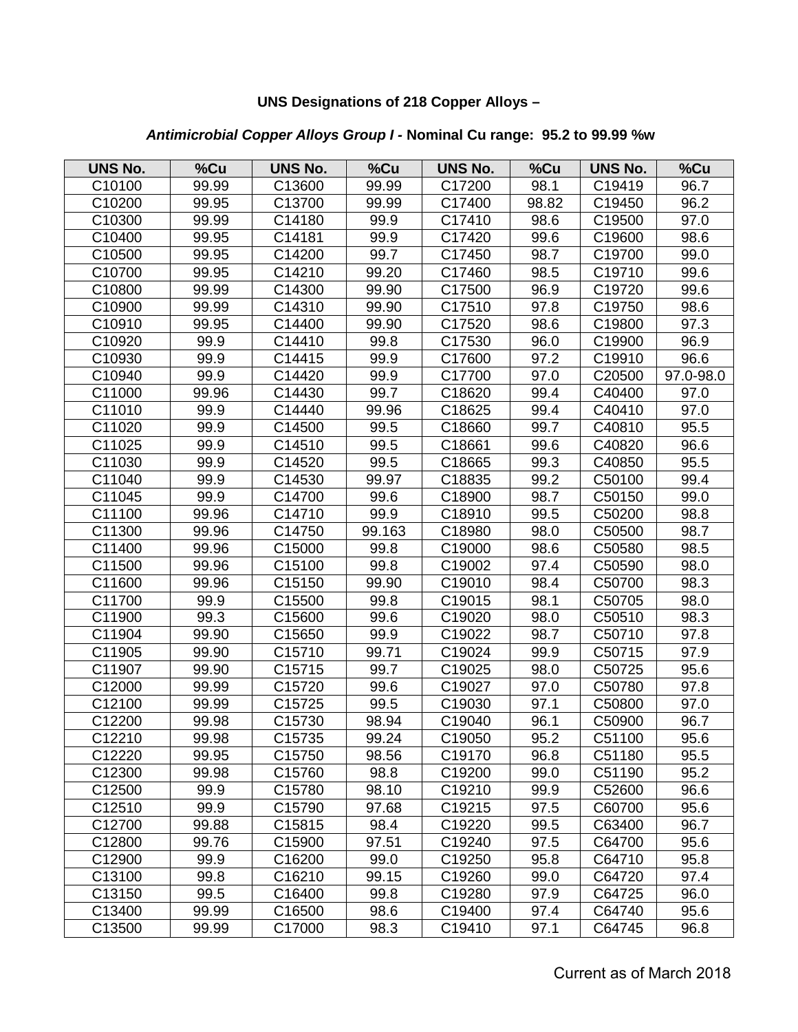**UNS Designations of 218 Copper Alloys –**

***Antimicrobial Copper Alloys Group I*** **- Nominal Cu range: 95.2 to 99.99 %w**

| UNS No. | %Cu | UNS No. | %Cu | UNS No. | %Cu | UNS No. | %Cu |
|---|---|---|---|---|---|---|---|
| C10100 | 99.99 | C13600 | 99.99 | C17200 | 98.1 | C19419 | 96.7 |
| C10200 | 99.95 | C13700 | 99.99 | C17400 | 98.82 | C19450 | 96.2 |
| C10300 | 99.99 | C14180 | 99.9 | C17410 | 98.6 | C19500 | 97.0 |
| C10400 | 99.95 | C14181 | 99.9 | C17420 | 99.6 | C19600 | 98.6 |
| C10500 | 99.95 | C14200 | 99.7 | C17450 | 98.7 | C19700 | 99.0 |
| C10700 | 99.95 | C14210 | 99.20 | C17460 | 98.5 | C19710 | 99.6 |
| C10800 | 99.99 | C14300 | 99.90 | C17500 | 96.9 | C19720 | 99.6 |
| C10900 | 99.99 | C14310 | 99.90 | C17510 | 97.8 | C19750 | 98.6 |
| C10910 | 99.95 | C14400 | 99.90 | C17520 | 98.6 | C19800 | 97.3 |
| C10920 | 99.9 | C14410 | 99.8 | C17530 | 96.0 | C19900 | 96.9 |
| C10930 | 99.9 | C14415 | 99.9 | C17600 | 97.2 | C19910 | 96.6 |
| C10940 | 99.9 | C14420 | 99.9 | C17700 | 97.0 | C20500 | 97.0-98.0 |
| C11000 | 99.96 | C14430 | 99.7 | C18620 | 99.4 | C40400 | 97.0 |
| C11010 | 99.9 | C14440 | 99.96 | C18625 | 99.4 | C40410 | 97.0 |
| C11020 | 99.9 | C14500 | 99.5 | C18660 | 99.7 | C40810 | 95.5 |
| C11025 | 99.9 | C14510 | 99.5 | C18661 | 99.6 | C40820 | 96.6 |
| C11030 | 99.9 | C14520 | 99.5 | C18665 | 99.3 | C40850 | 95.5 |
| C11040 | 99.9 | C14530 | 99.97 | C18835 | 99.2 | C50100 | 99.4 |
| C11045 | 99.9 | C14700 | 99.6 | C18900 | 98.7 | C50150 | 99.0 |
| C11100 | 99.96 | C14710 | 99.9 | C18910 | 99.5 | C50200 | 98.8 |
| C11300 | 99.96 | C14750 | 99.163 | C18980 | 98.0 | C50500 | 98.7 |
| C11400 | 99.96 | C15000 | 99.8 | C19000 | 98.6 | C50580 | 98.5 |
| C11500 | 99.96 | C15100 | 99.8 | C19002 | 97.4 | C50590 | 98.0 |
| C11600 | 99.96 | C15150 | 99.90 | C19010 | 98.4 | C50700 | 98.3 |
| C11700 | 99.9 | C15500 | 99.8 | C19015 | 98.1 | C50705 | 98.0 |
| C11900 | 99.3 | C15600 | 99.6 | C19020 | 98.0 | C50510 | 98.3 |
| C11904 | 99.90 | C15650 | 99.9 | C19022 | 98.7 | C50710 | 97.8 |
| C11905 | 99.90 | C15710 | 99.71 | C19024 | 99.9 | C50715 | 97.9 |
| C11907 | 99.90 | C15715 | 99.7 | C19025 | 98.0 | C50725 | 95.6 |
| C12000 | 99.99 | C15720 | 99.6 | C19027 | 97.0 | C50780 | 97.8 |
| C12100 | 99.99 | C15725 | 99.5 | C19030 | 97.1 | C50800 | 97.0 |
| C12200 | 99.98 | C15730 | 98.94 | C19040 | 96.1 | C50900 | 96.7 |
| C12210 | 99.98 | C15735 | 99.24 | C19050 | 95.2 | C51100 | 95.6 |
| C12220 | 99.95 | C15750 | 98.56 | C19170 | 96.8 | C51180 | 95.5 |
| C12300 | 99.98 | C15760 | 98.8 | C19200 | 99.0 | C51190 | 95.2 |
| C12500 | 99.9 | C15780 | 98.10 | C19210 | 99.9 | C52600 | 96.6 |
| C12510 | 99.9 | C15790 | 97.68 | C19215 | 97.5 | C60700 | 95.6 |
| C12700 | 99.88 | C15815 | 98.4 | C19220 | 99.5 | C63400 | 96.7 |
| C12800 | 99.76 | C15900 | 97.51 | C19240 | 97.5 | C64700 | 95.6 |
| C12900 | 99.9 | C16200 | 99.0 | C19250 | 95.8 | C64710 | 95.8 |
| C13100 | 99.8 | C16210 | 99.15 | C19260 | 99.0 | C64720 | 97.4 |
| C13150 | 99.5 | C16400 | 99.8 | C19280 | 97.9 | C64725 | 96.0 |
| C13400 | 99.99 | C16500 | 98.6 | C19400 | 97.4 | C64740 | 95.6 |
| C13500 | 99.99 | C17000 | 98.3 | C19410 | 97.1 | C64745 | 96.8 |

Current as of March 2018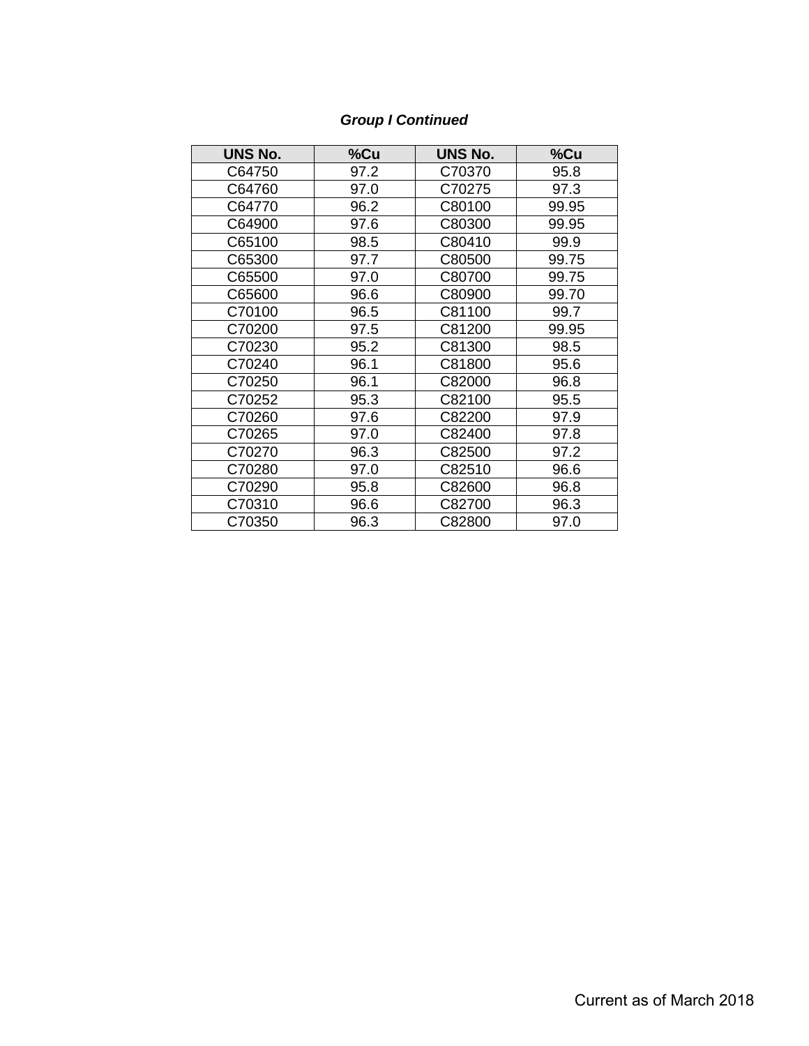***Group I Continued***

| UNS No. | %Cu | UNS No. | %Cu |
|---|---|---|---|
| C64750 | 97.2 | C70370 | 95.8 |
| C64760 | 97.0 | C70275 | 97.3 |
| C64770 | 96.2 | C80100 | 99.95 |
| C64900 | 97.6 | C80300 | 99.95 |
| C65100 | 98.5 | C80410 | 99.9 |
| C65300 | 97.7 | C80500 | 99.75 |
| C65500 | 97.0 | C80700 | 99.75 |
| C65600 | 96.6 | C80900 | 99.70 |
| C70100 | 96.5 | C81100 | 99.7 |
| C70200 | 97.5 | C81200 | 99.95 |
| C70230 | 95.2 | C81300 | 98.5 |
| C70240 | 96.1 | C81800 | 95.6 |
| C70250 | 96.1 | C82000 | 96.8 |
| C70252 | 95.3 | C82100 | 95.5 |
| C70260 | 97.6 | C82200 | 97.9 |
| C70265 | 97.0 | C82400 | 97.8 |
| C70270 | 96.3 | C82500 | 97.2 |
| C70280 | 97.0 | C82510 | 96.6 |
| C70290 | 95.8 | C82600 | 96.8 |
| C70310 | 96.6 | C82700 | 96.3 |
| C70350 | 96.3 | C82800 | 97.0 |

Current as of March 2018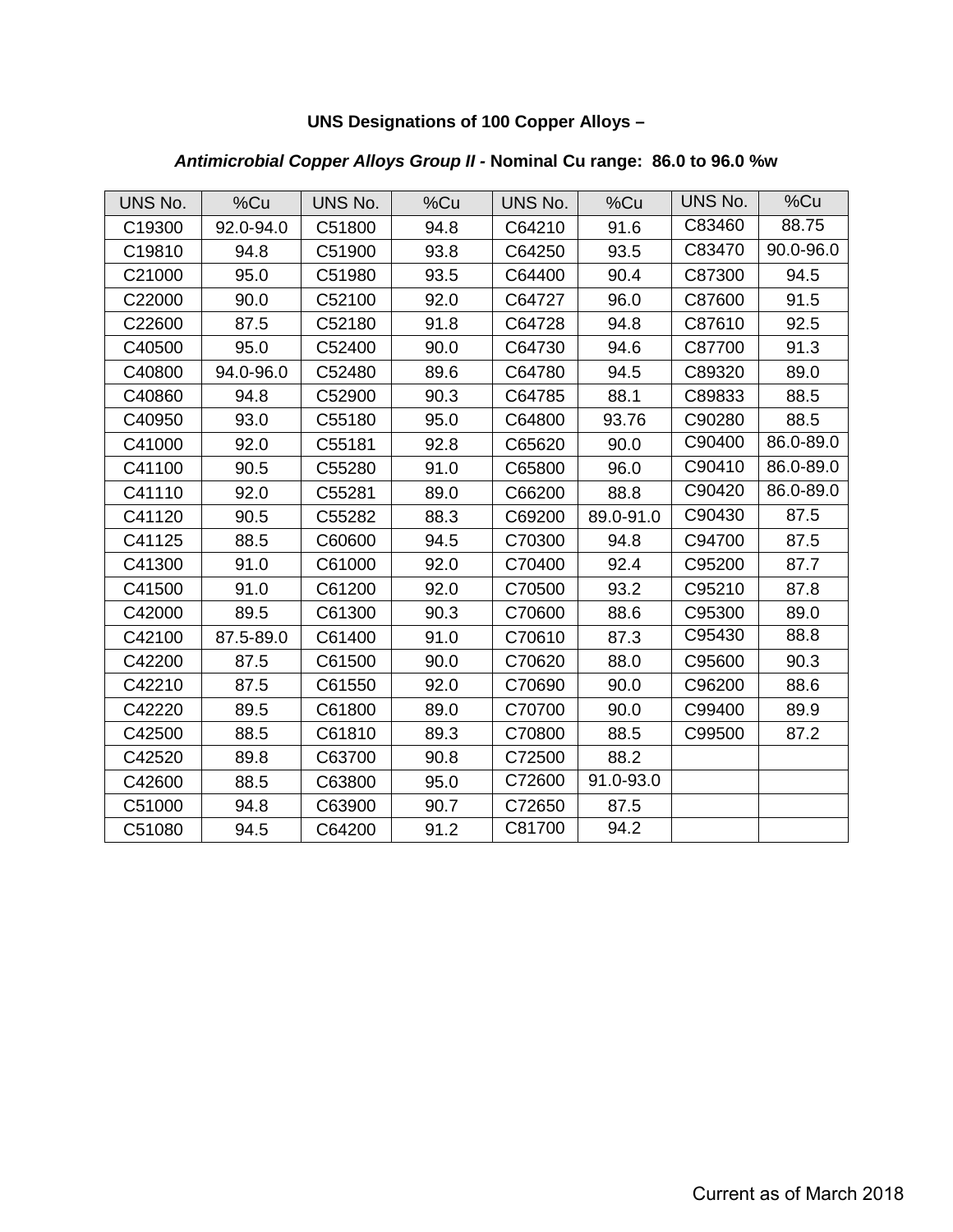**UNS Designations of 100 Copper Alloys –**

***Antimicrobial Copper Alloys Group II* - Nominal Cu range: 86.0 to 96.0 %w**

| UNS No. | %Cu | UNS No. | %Cu | UNS No. | %Cu | UNS No. | %Cu |
|---|---|---|---|---|---|---|---|
| C19300 | 92.0-94.0 | C51800 | 94.8 | C64210 | 91.6 | C83460 | 88.75 |
| C19810 | 94.8 | C51900 | 93.8 | C64250 | 93.5 | C83470 | 90.0-96.0 |
| C21000 | 95.0 | C51980 | 93.5 | C64400 | 90.4 | C87300 | 94.5 |
| C22000 | 90.0 | C52100 | 92.0 | C64727 | 96.0 | C87600 | 91.5 |
| C22600 | 87.5 | C52180 | 91.8 | C64728 | 94.8 | C87610 | 92.5 |
| C40500 | 95.0 | C52400 | 90.0 | C64730 | 94.6 | C87700 | 91.3 |
| C40800 | 94.0-96.0 | C52480 | 89.6 | C64780 | 94.5 | C89320 | 89.0 |
| C40860 | 94.8 | C52900 | 90.3 | C64785 | 88.1 | C89833 | 88.5 |
| C40950 | 93.0 | C55180 | 95.0 | C64800 | 93.76 | C90280 | 88.5 |
| C41000 | 92.0 | C55181 | 92.8 | C65620 | 90.0 | C90400 | 86.0-89.0 |
| C41100 | 90.5 | C55280 | 91.0 | C65800 | 96.0 | C90410 | 86.0-89.0 |
| C41110 | 92.0 | C55281 | 89.0 | C66200 | 88.8 | C90420 | 86.0-89.0 |
| C41120 | 90.5 | C55282 | 88.3 | C69200 | 89.0-91.0 | C90430 | 87.5 |
| C41125 | 88.5 | C60600 | 94.5 | C70300 | 94.8 | C94700 | 87.5 |
| C41300 | 91.0 | C61000 | 92.0 | C70400 | 92.4 | C95200 | 87.7 |
| C41500 | 91.0 | C61200 | 92.0 | C70500 | 93.2 | C95210 | 87.8 |
| C42000 | 89.5 | C61300 | 90.3 | C70600 | 88.6 | C95300 | 89.0 |
| C42100 | 87.5-89.0 | C61400 | 91.0 | C70610 | 87.3 | C95430 | 88.8 |
| C42200 | 87.5 | C61500 | 90.0 | C70620 | 88.0 | C95600 | 90.3 |
| C42210 | 87.5 | C61550 | 92.0 | C70690 | 90.0 | C96200 | 88.6 |
| C42220 | 89.5 | C61800 | 89.0 | C70700 | 90.0 | C99400 | 89.9 |
| C42500 | 88.5 | C61810 | 89.3 | C70800 | 88.5 | C99500 | 87.2 |
| C42520 | 89.8 | C63700 | 90.8 | C72500 | 88.2 | | |
| C42600 | 88.5 | C63800 | 95.0 | C72600 | 91.0-93.0 | | |
| C51000 | 94.8 | C63900 | 90.7 | C72650 | 87.5 | | |
| C51080 | 94.5 | C64200 | 91.2 | C81700 | 94.2 | | |

Current as of March 2018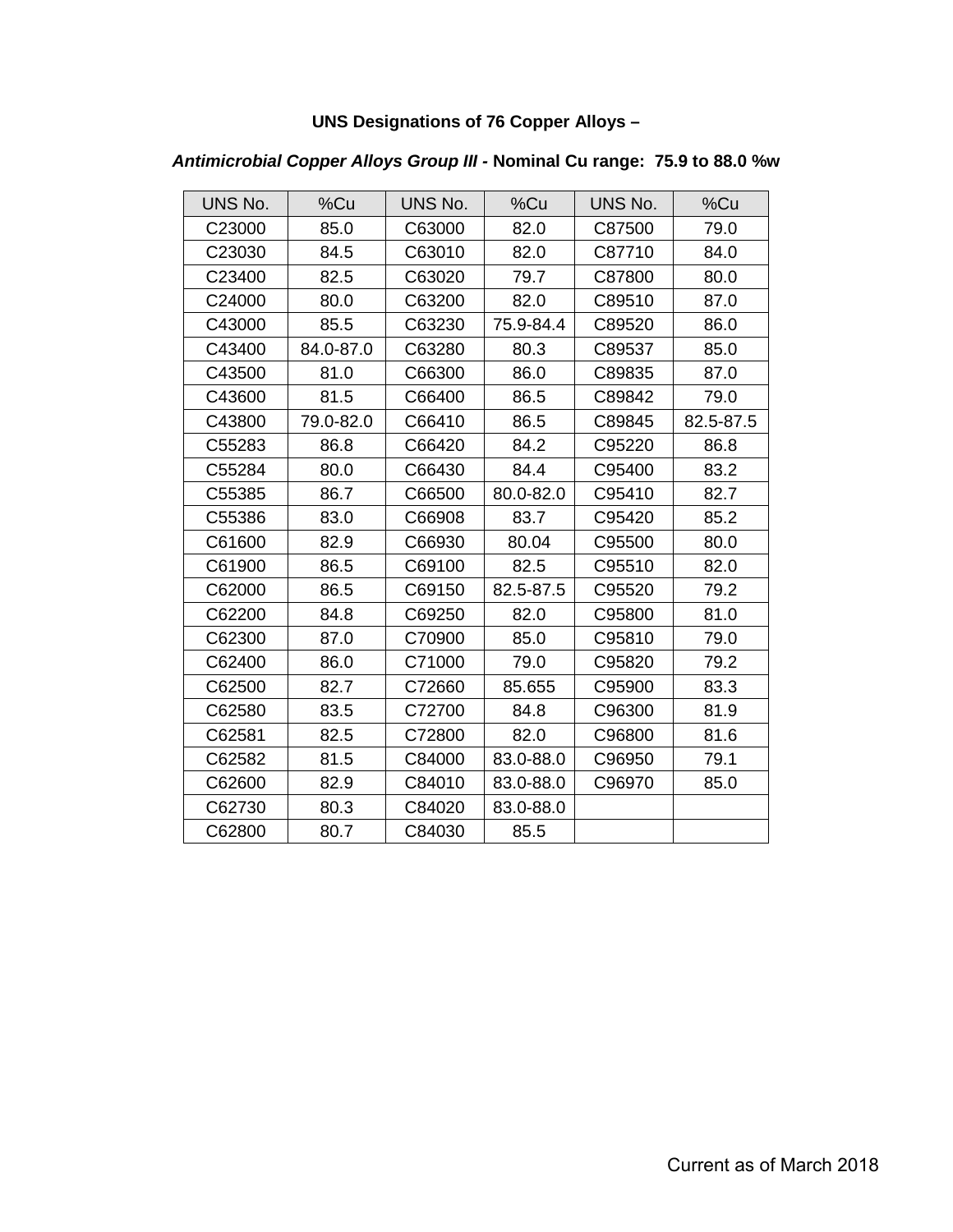**UNS Designations of 76 Copper Alloys –**

***Antimicrobial Copper Alloys Group III* - Nominal Cu range: 75.9 to 88.0 %w**

| UNS No. | %Cu | UNS No. | %Cu | UNS No. | %Cu |
|---|---|---|---|---|---|
| C23000 | 85.0 | C63000 | 82.0 | C87500 | 79.0 |
| C23030 | 84.5 | C63010 | 82.0 | C87710 | 84.0 |
| C23400 | 82.5 | C63020 | 79.7 | C87800 | 80.0 |
| C24000 | 80.0 | C63200 | 82.0 | C89510 | 87.0 |
| C43000 | 85.5 | C63230 | 75.9-84.4 | C89520 | 86.0 |
| C43400 | 84.0-87.0 | C63280 | 80.3 | C89537 | 85.0 |
| C43500 | 81.0 | C66300 | 86.0 | C89835 | 87.0 |
| C43600 | 81.5 | C66400 | 86.5 | C89842 | 79.0 |
| C43800 | 79.0-82.0 | C66410 | 86.5 | C89845 | 82.5-87.5 |
| C55283 | 86.8 | C66420 | 84.2 | C95220 | 86.8 |
| C55284 | 80.0 | C66430 | 84.4 | C95400 | 83.2 |
| C55385 | 86.7 | C66500 | 80.0-82.0 | C95410 | 82.7 |
| C55386 | 83.0 | C66908 | 83.7 | C95420 | 85.2 |
| C61600 | 82.9 | C66930 | 80.04 | C95500 | 80.0 |
| C61900 | 86.5 | C69100 | 82.5 | C95510 | 82.0 |
| C62000 | 86.5 | C69150 | 82.5-87.5 | C95520 | 79.2 |
| C62200 | 84.8 | C69250 | 82.0 | C95800 | 81.0 |
| C62300 | 87.0 | C70900 | 85.0 | C95810 | 79.0 |
| C62400 | 86.0 | C71000 | 79.0 | C95820 | 79.2 |
| C62500 | 82.7 | C72660 | 85.655 | C95900 | 83.3 |
| C62580 | 83.5 | C72700 | 84.8 | C96300 | 81.9 |
| C62581 | 82.5 | C72800 | 82.0 | C96800 | 81.6 |
| C62582 | 81.5 | C84000 | 83.0-88.0 | C96950 | 79.1 |
| C62600 | 82.9 | C84010 | 83.0-88.0 | C96970 | 85.0 |
| C62730 | 80.3 | C84020 | 83.0-88.0 | | |
| C62800 | 80.7 | C84030 | 85.5 | | |

Current as of March 2018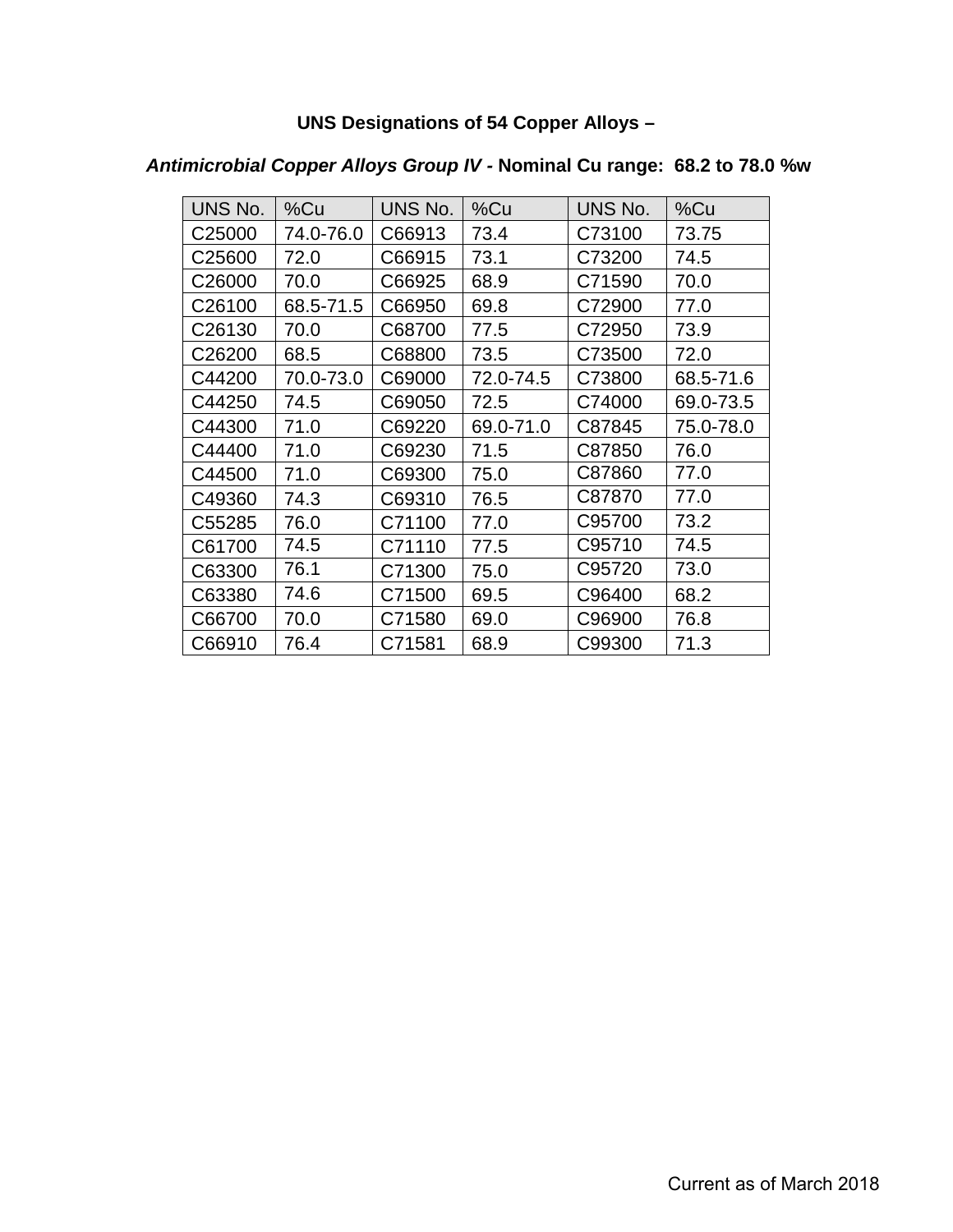**UNS Designations of 54 Copper Alloys –**

***Antimicrobial Copper Alloys Group IV*** **- Nominal Cu range: 68.2 to 78.0 %w**

| UNS No. | %Cu | UNS No. | %Cu | UNS No. | %Cu |
|---|---|---|---|---|---|
| C25000 | 74.0-76.0 | C66913 | 73.4 | C73100 | 73.75 |
| C25600 | 72.0 | C66915 | 73.1 | C73200 | 74.5 |
| C26000 | 70.0 | C66925 | 68.9 | C71590 | 70.0 |
| C26100 | 68.5-71.5 | C66950 | 69.8 | C72900 | 77.0 |
| C26130 | 70.0 | C68700 | 77.5 | C72950 | 73.9 |
| C26200 | 68.5 | C68800 | 73.5 | C73500 | 72.0 |
| C44200 | 70.0-73.0 | C69000 | 72.0-74.5 | C73800 | 68.5-71.6 |
| C44250 | 74.5 | C69050 | 72.5 | C74000 | 69.0-73.5 |
| C44300 | 71.0 | C69220 | 69.0-71.0 | C87845 | 75.0-78.0 |
| C44400 | 71.0 | C69230 | 71.5 | C87850 | 76.0 |
| C44500 | 71.0 | C69300 | 75.0 | C87860 | 77.0 |
| C49360 | 74.3 | C69310 | 76.5 | C87870 | 77.0 |
| C55285 | 76.0 | C71100 | 77.0 | C95700 | 73.2 |
| C61700 | 74.5 | C71110 | 77.5 | C95710 | 74.5 |
| C63300 | 76.1 | C71300 | 75.0 | C95720 | 73.0 |
| C63380 | 74.6 | C71500 | 69.5 | C96400 | 68.2 |
| C66700 | 70.0 | C71580 | 69.0 | C96900 | 76.8 |
| C66910 | 76.4 | C71581 | 68.9 | C99300 | 71.3 |

Current as of March 2018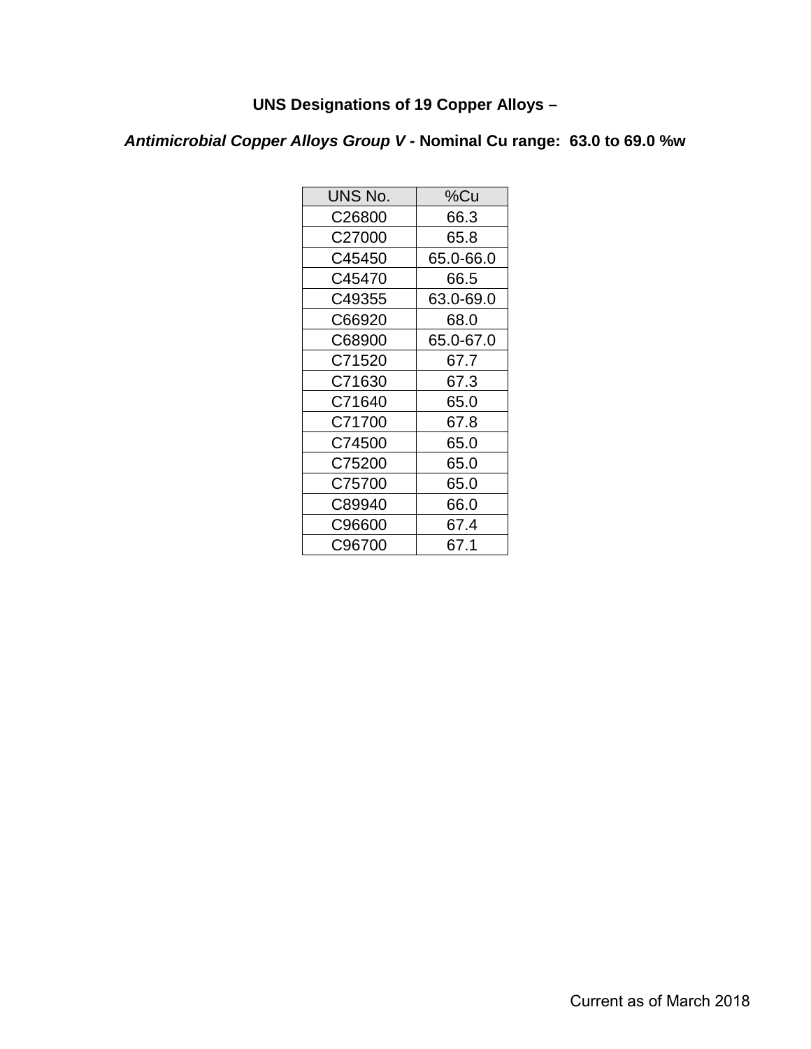**UNS Designations of 19 Copper Alloys –**

***Antimicrobial Copper Alloys Group V* - Nominal Cu range: 63.0 to 69.0 %w**

| UNS No. | %Cu |
|---|---|
| C26800 | 66.3 |
| C27000 | 65.8 |
| C45450 | 65.0-66.0 |
| C45470 | 66.5 |
| C49355 | 63.0-69.0 |
| C66920 | 68.0 |
| C68900 | 65.0-67.0 |
| C71520 | 67.7 |
| C71630 | 67.3 |
| C71640 | 65.0 |
| C71700 | 67.8 |
| C74500 | 65.0 |
| C75200 | 65.0 |
| C75700 | 65.0 |
| C89940 | 66.0 |
| C96600 | 67.4 |
| C96700 | 67.1 |

Current as of March 2018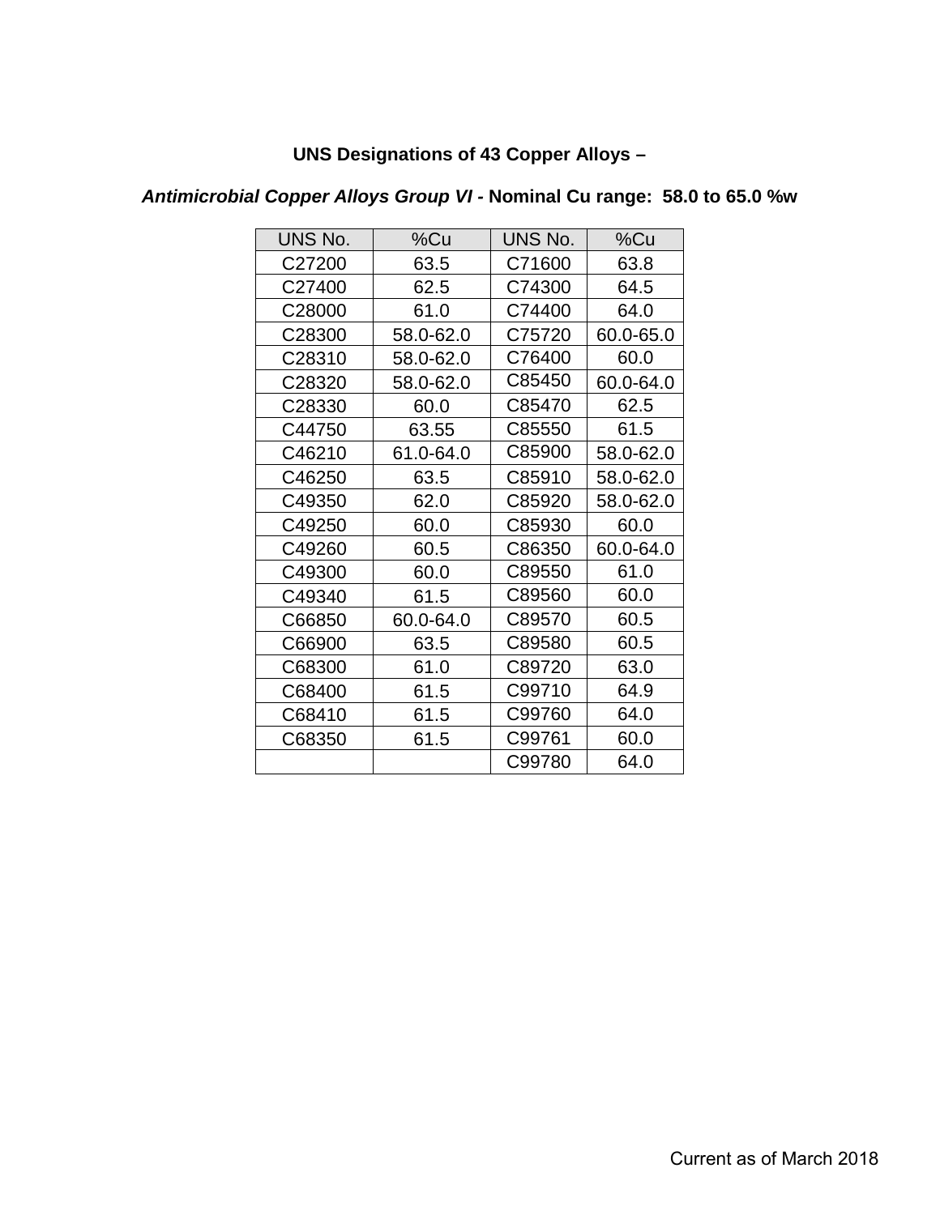## UNS Designations of 43 Copper Alloys –

### *Antimicrobial Copper Alloys Group VI* - Nominal Cu range: 58.0 to 65.0 %w

| UNS No. | %Cu | UNS No. | %Cu |
|---|---|---|---|
| C27200 | 63.5 | C71600 | 63.8 |
| C27400 | 62.5 | C74300 | 64.5 |
| C28000 | 61.0 | C74400 | 64.0 |
| C28300 | 58.0-62.0 | C75720 | 60.0-65.0 |
| C28310 | 58.0-62.0 | C76400 | 60.0 |
| C28320 | 58.0-62.0 | C85450 | 60.0-64.0 |
| C28330 | 60.0 | C85470 | 62.5 |
| C44750 | 63.55 | C85550 | 61.5 |
| C46210 | 61.0-64.0 | C85900 | 58.0-62.0 |
| C46250 | 63.5 | C85910 | 58.0-62.0 |
| C49350 | 62.0 | C85920 | 58.0-62.0 |
| C49250 | 60.0 | C85930 | 60.0 |
| C49260 | 60.5 | C86350 | 60.0-64.0 |
| C49300 | 60.0 | C89550 | 61.0 |
| C49340 | 61.5 | C89560 | 60.0 |
| C66850 | 60.0-64.0 | C89570 | 60.5 |
| C66900 | 63.5 | C89580 | 60.5 |
| C68300 | 61.0 | C89720 | 63.0 |
| C68400 | 61.5 | C99710 | 64.9 |
| C68410 | 61.5 | C99760 | 64.0 |
| C68350 | 61.5 | C99761 | 60.0 |
| | | C99780 | 64.0 |

Current as of March 2018